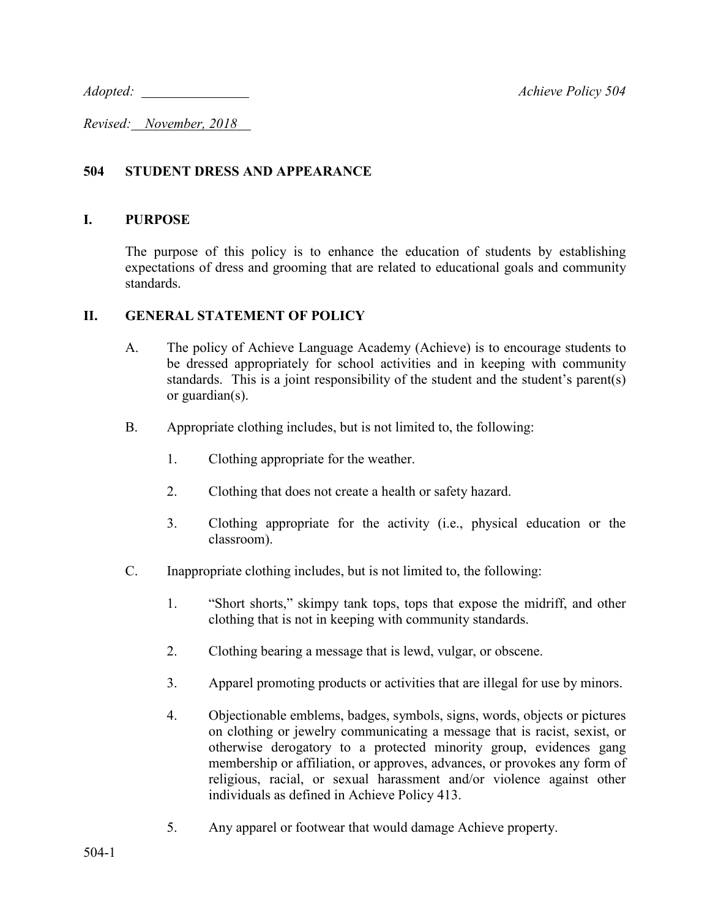*Adopted: \_\_\_\_\_\_\_\_\_\_\_\_\_\_\_\_*                                                  *Achieve Policy 504*

*Revised: November, 2018*

## 504 STUDENT DRESS AND APPEARANCE

### I. PURPOSE

The purpose of this policy is to enhance the education of students by establishing expectations of dress and grooming that are related to educational goals and community standards.

### II. GENERAL STATEMENT OF POLICY

A. The policy of Achieve Language Academy (Achieve) is to encourage students to be dressed appropriately for school activities and in keeping with community standards. This is a joint responsibility of the student and the student's parent(s) or guardian(s).

B. Appropriate clothing includes, but is not limited to, the following:

1. Clothing appropriate for the weather.
2. Clothing that does not create a health or safety hazard.
3. Clothing appropriate for the activity (i.e., physical education or the classroom).

C. Inappropriate clothing includes, but is not limited to, the following:

1. "Short shorts," skimpy tank tops, tops that expose the midriff, and other clothing that is not in keeping with community standards.
2. Clothing bearing a message that is lewd, vulgar, or obscene.
3. Apparel promoting products or activities that are illegal for use by minors.
4. Objectionable emblems, badges, symbols, signs, words, objects or pictures on clothing or jewelry communicating a message that is racist, sexist, or otherwise derogatory to a protected minority group, evidences gang membership or affiliation, or approves, advances, or provokes any form of religious, racial, or sexual harassment and/or violence against other individuals as defined in Achieve Policy 413.
5. Any apparel or footwear that would damage Achieve property.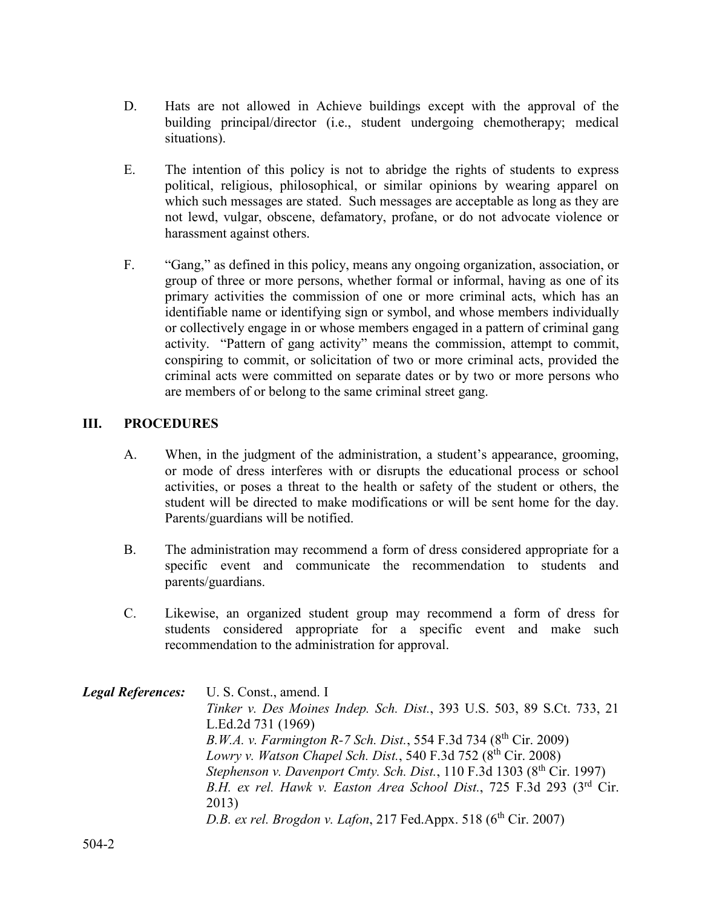D. Hats are not allowed in Achieve buildings except with the approval of the building principal/director (i.e., student undergoing chemotherapy; medical situations).

E. The intention of this policy is not to abridge the rights of students to express political, religious, philosophical, or similar opinions by wearing apparel on which such messages are stated. Such messages are acceptable as long as they are not lewd, vulgar, obscene, defamatory, profane, or do not advocate violence or harassment against others.

F. "Gang," as defined in this policy, means any ongoing organization, association, or group of three or more persons, whether formal or informal, having as one of its primary activities the commission of one or more criminal acts, which has an identifiable name or identifying sign or symbol, and whose members individually or collectively engage in or whose members engaged in a pattern of criminal gang activity. "Pattern of gang activity" means the commission, attempt to commit, conspiring to commit, or solicitation of two or more criminal acts, provided the criminal acts were committed on separate dates or by two or more persons who are members of or belong to the same criminal street gang.

## III. PROCEDURES

A. When, in the judgment of the administration, a student's appearance, grooming, or mode of dress interferes with or disrupts the educational process or school activities, or poses a threat to the health or safety of the student or others, the student will be directed to make modifications or will be sent home for the day. Parents/guardians will be notified.

B. The administration may recommend a form of dress considered appropriate for a specific event and communicate the recommendation to students and parents/guardians.

C. Likewise, an organized student group may recommend a form of dress for students considered appropriate for a specific event and make such recommendation to the administration for approval.

***Legal References:*** U. S. Const., amend. I
*Tinker v. Des Moines Indep. Sch. Dist.*, 393 U.S. 503, 89 S.Ct. 733, 21 L.Ed.2d 731 (1969)
*B.W.A. v. Farmington R-7 Sch. Dist.*, 554 F.3d 734 (8th Cir. 2009)
*Lowry v. Watson Chapel Sch. Dist.*, 540 F.3d 752 (8th Cir. 2008)
*Stephenson v. Davenport Cmty. Sch. Dist.*, 110 F.3d 1303 (8th Cir. 1997)
*B.H. ex rel. Hawk v. Easton Area School Dist.*, 725 F.3d 293 (3rd Cir. 2013)
*D.B. ex rel. Brogdon v. Lafon*, 217 Fed.Appx. 518 (6th Cir. 2007)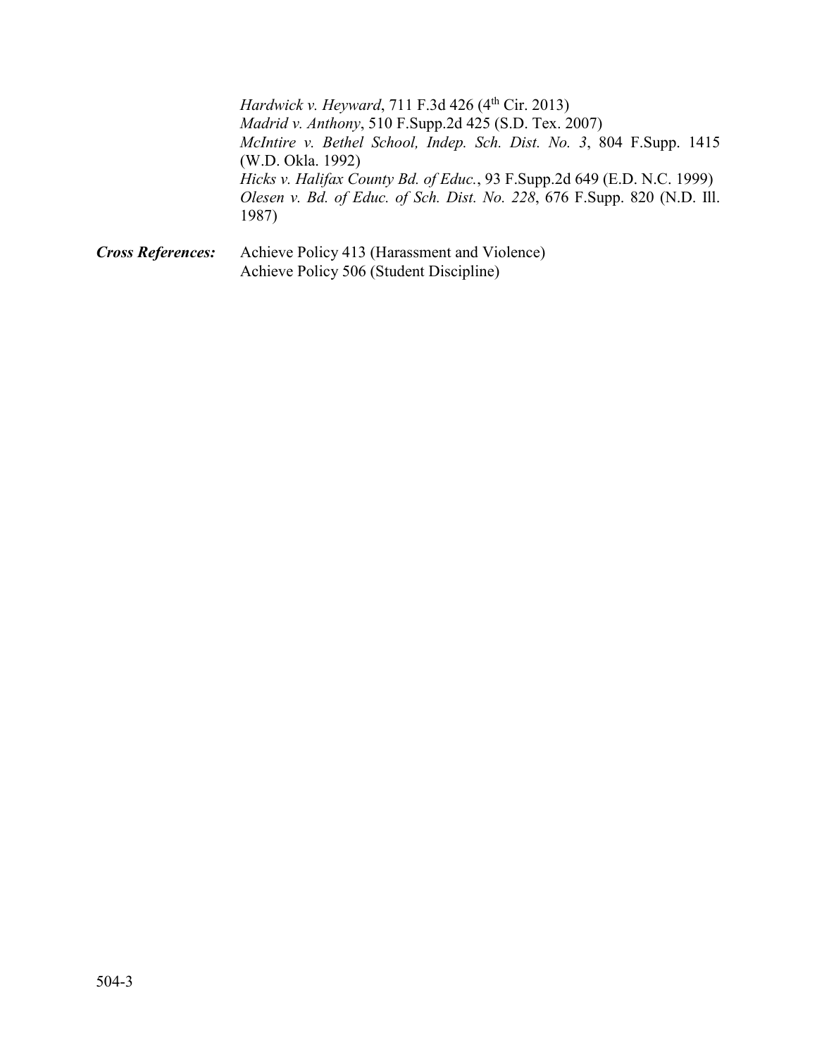*Hardwick v. Heyward*, 711 F.3d 426 (4th Cir. 2013)
*Madrid v. Anthony*, 510 F.Supp.2d 425 (S.D. Tex. 2007)
*McIntire v. Bethel School, Indep. Sch. Dist. No. 3*, 804 F.Supp. 1415 (W.D. Okla. 1992)
*Hicks v. Halifax County Bd. of Educ.*, 93 F.Supp.2d 649 (E.D. N.C. 1999)
*Olesen v. Bd. of Educ. of Sch. Dist. No. 228*, 676 F.Supp. 820 (N.D. Ill. 1987)

***Cross References:*** Achieve Policy 413 (Harassment and Violence)
Achieve Policy 506 (Student Discipline)